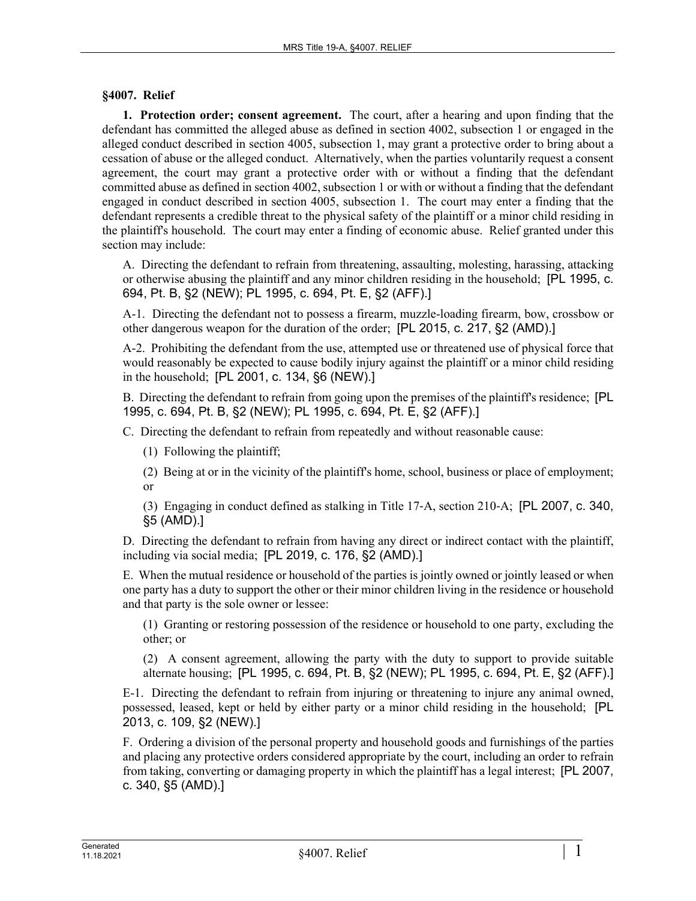## §4007. Relief

**1. Protection order; consent agreement.** The court, after a hearing and upon finding that the defendant has committed the alleged abuse as defined in section 4002, subsection 1 or engaged in the alleged conduct described in section 4005, subsection 1, may grant a protective order to bring about a cessation of abuse or the alleged conduct. Alternatively, when the parties voluntarily request a consent agreement, the court may grant a protective order with or without a finding that the defendant committed abuse as defined in section 4002, subsection 1 or with or without a finding that the defendant engaged in conduct described in section 4005, subsection 1. The court may enter a finding that the defendant represents a credible threat to the physical safety of the plaintiff or a minor child residing in the plaintiff's household. The court may enter a finding of economic abuse. Relief granted under this section may include:

A. Directing the defendant to refrain from threatening, assaulting, molesting, harassing, attacking or otherwise abusing the plaintiff and any minor children residing in the household; [PL 1995, c. 694, Pt. B, §2 (NEW); PL 1995, c. 694, Pt. E, §2 (AFF).]

A-1. Directing the defendant not to possess a firearm, muzzle-loading firearm, bow, crossbow or other dangerous weapon for the duration of the order; [PL 2015, c. 217, §2 (AMD).]

A-2. Prohibiting the defendant from the use, attempted use or threatened use of physical force that would reasonably be expected to cause bodily injury against the plaintiff or a minor child residing in the household; [PL 2001, c. 134, §6 (NEW).]

B. Directing the defendant to refrain from going upon the premises of the plaintiff's residence; [PL 1995, c. 694, Pt. B, §2 (NEW); PL 1995, c. 694, Pt. E, §2 (AFF).]

C. Directing the defendant to refrain from repeatedly and without reasonable cause:

(1) Following the plaintiff;

(2) Being at or in the vicinity of the plaintiff's home, school, business or place of employment; or

(3) Engaging in conduct defined as stalking in Title 17-A, section 210-A; [PL 2007, c. 340, §5 (AMD).]

D. Directing the defendant to refrain from having any direct or indirect contact with the plaintiff, including via social media; [PL 2019, c. 176, §2 (AMD).]

E. When the mutual residence or household of the parties is jointly owned or jointly leased or when one party has a duty to support the other or their minor children living in the residence or household and that party is the sole owner or lessee:

(1) Granting or restoring possession of the residence or household to one party, excluding the other; or

(2) A consent agreement, allowing the party with the duty to support to provide suitable alternate housing; [PL 1995, c. 694, Pt. B, §2 (NEW); PL 1995, c. 694, Pt. E, §2 (AFF).]

E-1. Directing the defendant to refrain from injuring or threatening to injure any animal owned, possessed, leased, kept or held by either party or a minor child residing in the household; [PL 2013, c. 109, §2 (NEW).]

F. Ordering a division of the personal property and household goods and furnishings of the parties and placing any protective orders considered appropriate by the court, including an order to refrain from taking, converting or damaging property in which the plaintiff has a legal interest; [PL 2007, c. 340, §5 (AMD).]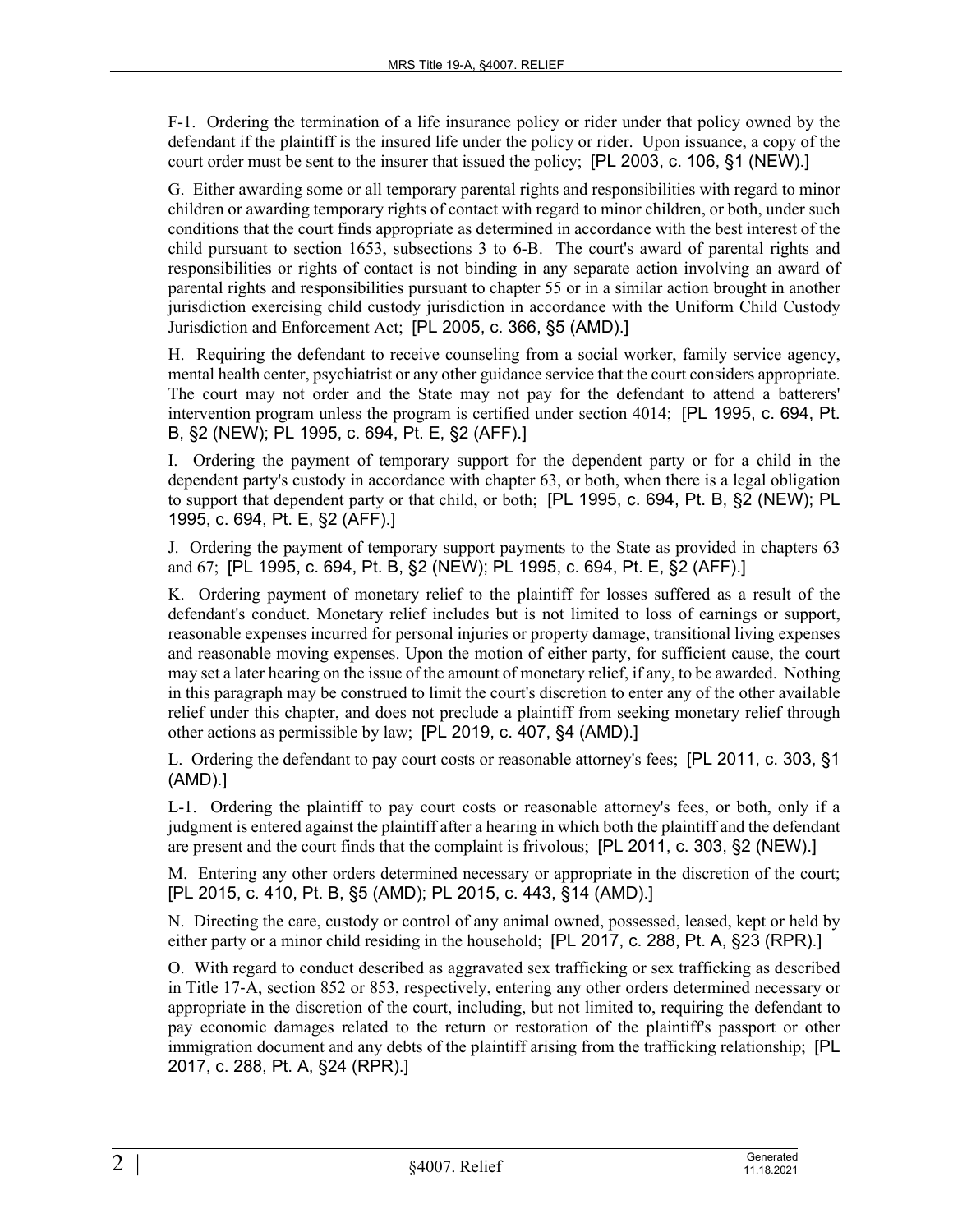F-1. Ordering the termination of a life insurance policy or rider under that policy owned by the defendant if the plaintiff is the insured life under the policy or rider. Upon issuance, a copy of the court order must be sent to the insurer that issued the policy; [PL 2003, c. 106, §1 (NEW).]

G. Either awarding some or all temporary parental rights and responsibilities with regard to minor children or awarding temporary rights of contact with regard to minor children, or both, under such conditions that the court finds appropriate as determined in accordance with the best interest of the child pursuant to section 1653, subsections 3 to 6-B. The court's award of parental rights and responsibilities or rights of contact is not binding in any separate action involving an award of parental rights and responsibilities pursuant to chapter 55 or in a similar action brought in another jurisdiction exercising child custody jurisdiction in accordance with the Uniform Child Custody Jurisdiction and Enforcement Act; [PL 2005, c. 366, §5 (AMD).]

H. Requiring the defendant to receive counseling from a social worker, family service agency, mental health center, psychiatrist or any other guidance service that the court considers appropriate. The court may not order and the State may not pay for the defendant to attend a batterers' intervention program unless the program is certified under section 4014; [PL 1995, c. 694, Pt. B, §2 (NEW); PL 1995, c. 694, Pt. E, §2 (AFF).]

I. Ordering the payment of temporary support for the dependent party or for a child in the dependent party's custody in accordance with chapter 63, or both, when there is a legal obligation to support that dependent party or that child, or both; [PL 1995, c. 694, Pt. B, §2 (NEW); PL 1995, c. 694, Pt. E, §2 (AFF).]

J. Ordering the payment of temporary support payments to the State as provided in chapters 63 and 67; [PL 1995, c. 694, Pt. B, §2 (NEW); PL 1995, c. 694, Pt. E, §2 (AFF).]

K. Ordering payment of monetary relief to the plaintiff for losses suffered as a result of the defendant's conduct. Monetary relief includes but is not limited to loss of earnings or support, reasonable expenses incurred for personal injuries or property damage, transitional living expenses and reasonable moving expenses. Upon the motion of either party, for sufficient cause, the court may set a later hearing on the issue of the amount of monetary relief, if any, to be awarded. Nothing in this paragraph may be construed to limit the court's discretion to enter any of the other available relief under this chapter, and does not preclude a plaintiff from seeking monetary relief through other actions as permissible by law; [PL 2019, c. 407, §4 (AMD).]

L. Ordering the defendant to pay court costs or reasonable attorney's fees; [PL 2011, c. 303, §1 (AMD).]

L-1. Ordering the plaintiff to pay court costs or reasonable attorney's fees, or both, only if a judgment is entered against the plaintiff after a hearing in which both the plaintiff and the defendant are present and the court finds that the complaint is frivolous; [PL 2011, c. 303, §2 (NEW).]

M. Entering any other orders determined necessary or appropriate in the discretion of the court; [PL 2015, c. 410, Pt. B, §5 (AMD); PL 2015, c. 443, §14 (AMD).]

N. Directing the care, custody or control of any animal owned, possessed, leased, kept or held by either party or a minor child residing in the household; [PL 2017, c. 288, Pt. A, §23 (RPR).]

O. With regard to conduct described as aggravated sex trafficking or sex trafficking as described in Title 17-A, section 852 or 853, respectively, entering any other orders determined necessary or appropriate in the discretion of the court, including, but not limited to, requiring the defendant to pay economic damages related to the return or restoration of the plaintiff's passport or other immigration document and any debts of the plaintiff arising from the trafficking relationship; [PL 2017, c. 288, Pt. A, §24 (RPR).]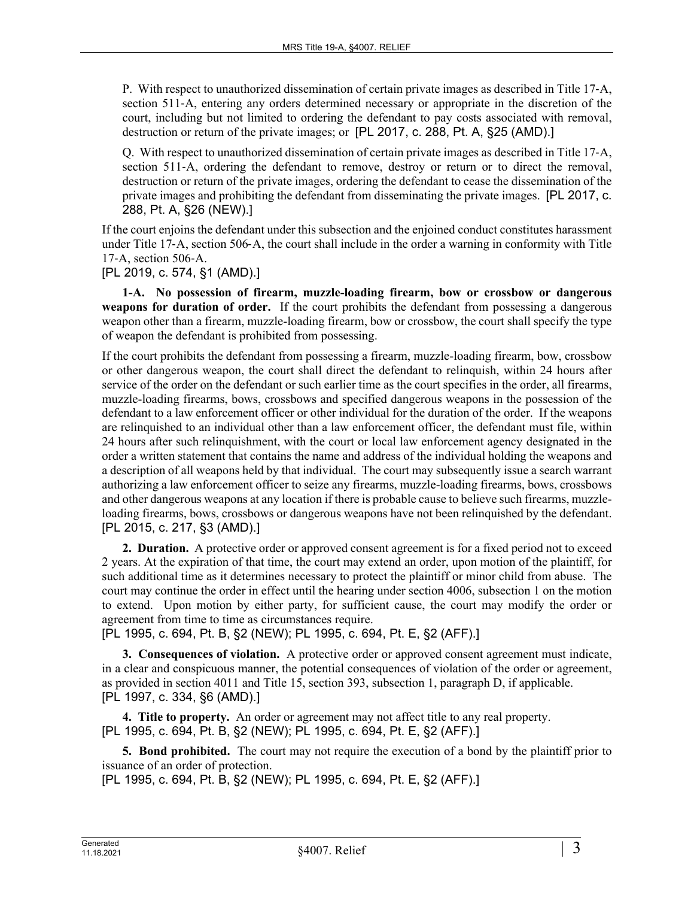P. With respect to unauthorized dissemination of certain private images as described in Title 17-A, section 511-A, entering any orders determined necessary or appropriate in the discretion of the court, including but not limited to ordering the defendant to pay costs associated with removal, destruction or return of the private images; or [PL 2017, c. 288, Pt. A, §25 (AMD).]

Q. With respect to unauthorized dissemination of certain private images as described in Title 17-A, section 511-A, ordering the defendant to remove, destroy or return or to direct the removal, destruction or return of the private images, ordering the defendant to cease the dissemination of the private images and prohibiting the defendant from disseminating the private images. [PL 2017, c. 288, Pt. A, §26 (NEW).]

If the court enjoins the defendant under this subsection and the enjoined conduct constitutes harassment under Title 17-A, section 506-A, the court shall include in the order a warning in conformity with Title 17-A, section 506-A.

[PL 2019, c. 574, §1 (AMD).]

**1-A. No possession of firearm, muzzle-loading firearm, bow or crossbow or dangerous weapons for duration of order.** If the court prohibits the defendant from possessing a dangerous weapon other than a firearm, muzzle-loading firearm, bow or crossbow, the court shall specify the type of weapon the defendant is prohibited from possessing.

If the court prohibits the defendant from possessing a firearm, muzzle-loading firearm, bow, crossbow or other dangerous weapon, the court shall direct the defendant to relinquish, within 24 hours after service of the order on the defendant or such earlier time as the court specifies in the order, all firearms, muzzle-loading firearms, bows, crossbows and specified dangerous weapons in the possession of the defendant to a law enforcement officer or other individual for the duration of the order. If the weapons are relinquished to an individual other than a law enforcement officer, the defendant must file, within 24 hours after such relinquishment, with the court or local law enforcement agency designated in the order a written statement that contains the name and address of the individual holding the weapons and a description of all weapons held by that individual. The court may subsequently issue a search warrant authorizing a law enforcement officer to seize any firearms, muzzle-loading firearms, bows, crossbows and other dangerous weapons at any location if there is probable cause to believe such firearms, muzzle-loading firearms, bows, crossbows or dangerous weapons have not been relinquished by the defendant.

[PL 2015, c. 217, §3 (AMD).]

**2. Duration.** A protective order or approved consent agreement is for a fixed period not to exceed 2 years. At the expiration of that time, the court may extend an order, upon motion of the plaintiff, for such additional time as it determines necessary to protect the plaintiff or minor child from abuse. The court may continue the order in effect until the hearing under section 4006, subsection 1 on the motion to extend. Upon motion by either party, for sufficient cause, the court may modify the order or agreement from time to time as circumstances require.

[PL 1995, c. 694, Pt. B, §2 (NEW); PL 1995, c. 694, Pt. E, §2 (AFF).]

**3. Consequences of violation.** A protective order or approved consent agreement must indicate, in a clear and conspicuous manner, the potential consequences of violation of the order or agreement, as provided in section 4011 and Title 15, section 393, subsection 1, paragraph D, if applicable.

[PL 1997, c. 334, §6 (AMD).]

**4. Title to property.** An order or agreement may not affect title to any real property.

[PL 1995, c. 694, Pt. B, §2 (NEW); PL 1995, c. 694, Pt. E, §2 (AFF).]

**5. Bond prohibited.** The court may not require the execution of a bond by the plaintiff prior to issuance of an order of protection.

[PL 1995, c. 694, Pt. B, §2 (NEW); PL 1995, c. 694, Pt. E, §2 (AFF).]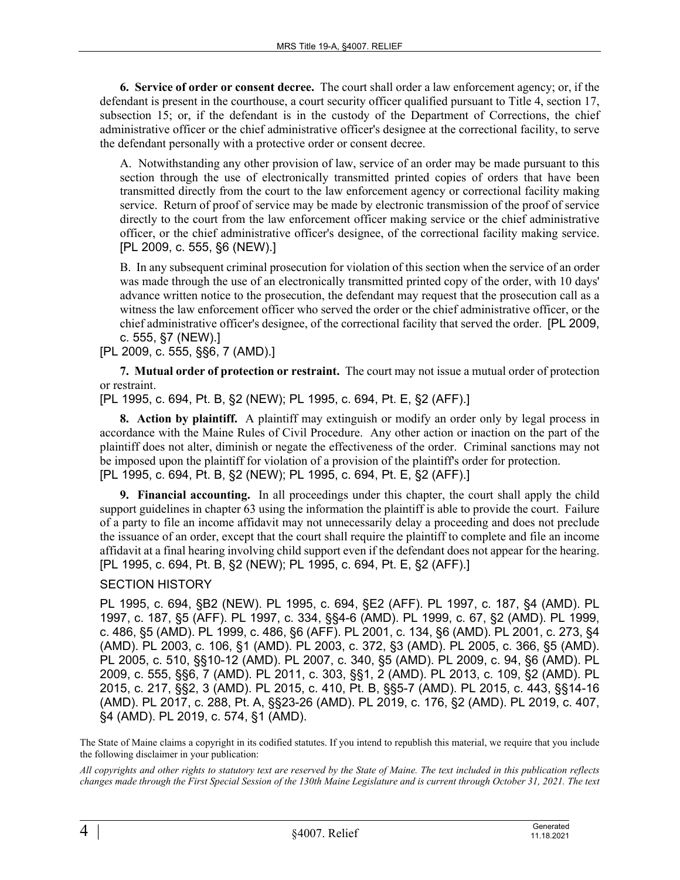**6. Service of order or consent decree.** The court shall order a law enforcement agency; or, if the defendant is present in the courthouse, a court security officer qualified pursuant to Title 4, section 17, subsection 15; or, if the defendant is in the custody of the Department of Corrections, the chief administrative officer or the chief administrative officer's designee at the correctional facility, to serve the defendant personally with a protective order or consent decree.

A. Notwithstanding any other provision of law, service of an order may be made pursuant to this section through the use of electronically transmitted printed copies of orders that have been transmitted directly from the court to the law enforcement agency or correctional facility making service. Return of proof of service may be made by electronic transmission of the proof of service directly to the court from the law enforcement officer making service or the chief administrative officer, or the chief administrative officer's designee, of the correctional facility making service. [PL 2009, c. 555, §6 (NEW).]

B. In any subsequent criminal prosecution for violation of this section when the service of an order was made through the use of an electronically transmitted printed copy of the order, with 10 days' advance written notice to the prosecution, the defendant may request that the prosecution call as a witness the law enforcement officer who served the order or the chief administrative officer, or the chief administrative officer's designee, of the correctional facility that served the order. [PL 2009, c. 555, §7 (NEW).]

[PL 2009, c. 555, §§6, 7 (AMD).]

**7. Mutual order of protection or restraint.** The court may not issue a mutual order of protection or restraint.

[PL 1995, c. 694, Pt. B, §2 (NEW); PL 1995, c. 694, Pt. E, §2 (AFF).]

**8. Action by plaintiff.** A plaintiff may extinguish or modify an order only by legal process in accordance with the Maine Rules of Civil Procedure. Any other action or inaction on the part of the plaintiff does not alter, diminish or negate the effectiveness of the order. Criminal sanctions may not be imposed upon the plaintiff for violation of a provision of the plaintiff's order for protection.

[PL 1995, c. 694, Pt. B, §2 (NEW); PL 1995, c. 694, Pt. E, §2 (AFF).]

**9. Financial accounting.** In all proceedings under this chapter, the court shall apply the child support guidelines in chapter 63 using the information the plaintiff is able to provide the court. Failure of a party to file an income affidavit may not unnecessarily delay a proceeding and does not preclude the issuance of an order, except that the court shall require the plaintiff to complete and file an income affidavit at a final hearing involving child support even if the defendant does not appear for the hearing.

[PL 1995, c. 694, Pt. B, §2 (NEW); PL 1995, c. 694, Pt. E, §2 (AFF).]

SECTION HISTORY

PL 1995, c. 694, §B2 (NEW). PL 1995, c. 694, §E2 (AFF). PL 1997, c. 187, §4 (AMD). PL 1997, c. 187, §5 (AFF). PL 1997, c. 334, §§4-6 (AMD). PL 1999, c. 67, §2 (AMD). PL 1999, c. 486, §5 (AMD). PL 1999, c. 486, §6 (AFF). PL 2001, c. 134, §6 (AMD). PL 2001, c. 273, §4 (AMD). PL 2003, c. 106, §1 (AMD). PL 2003, c. 372, §3 (AMD). PL 2005, c. 366, §5 (AMD). PL 2005, c. 510, §§10-12 (AMD). PL 2007, c. 340, §5 (AMD). PL 2009, c. 94, §6 (AMD). PL 2009, c. 555, §§6, 7 (AMD). PL 2011, c. 303, §§1, 2 (AMD). PL 2013, c. 109, §2 (AMD). PL 2015, c. 217, §§2, 3 (AMD). PL 2015, c. 410, Pt. B, §§5-7 (AMD). PL 2015, c. 443, §§14-16 (AMD). PL 2017, c. 288, Pt. A, §§23-26 (AMD). PL 2019, c. 176, §2 (AMD). PL 2019, c. 407, §4 (AMD). PL 2019, c. 574, §1 (AMD).

The State of Maine claims a copyright in its codified statutes. If you intend to republish this material, we require that you include the following disclaimer in your publication:

*All copyrights and other rights to statutory text are reserved by the State of Maine. The text included in this publication reflects changes made through the First Special Session of the 130th Maine Legislature and is current through October 31, 2021. The text*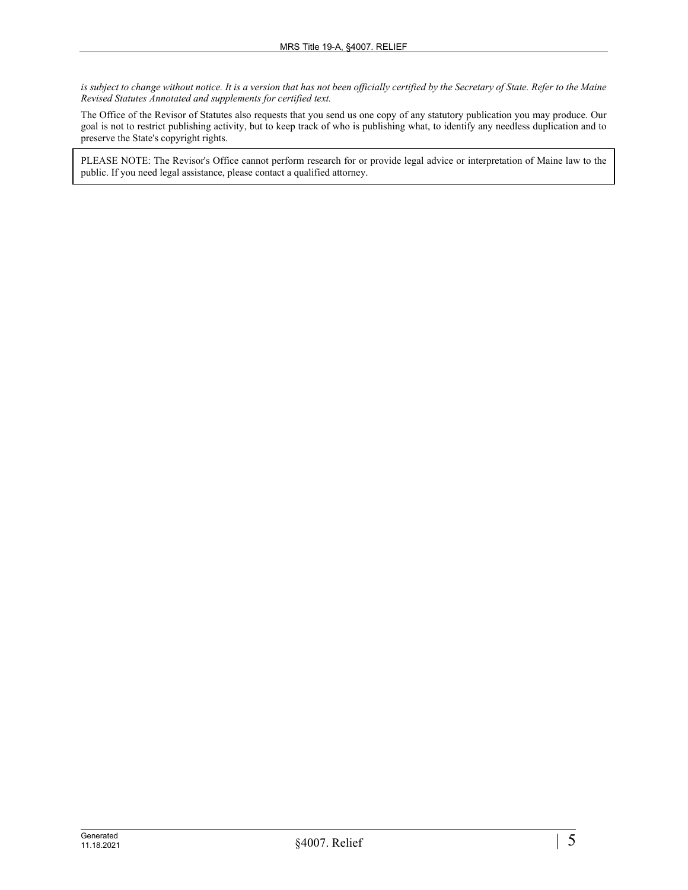*is subject to change without notice. It is a version that has not been officially certified by the Secretary of State. Refer to the Maine Revised Statutes Annotated and supplements for certified text.*

The Office of the Revisor of Statutes also requests that you send us one copy of any statutory publication you may produce. Our goal is not to restrict publishing activity, but to keep track of who is publishing what, to identify any needless duplication and to preserve the State's copyright rights.

PLEASE NOTE: The Revisor's Office cannot perform research for or provide legal advice or interpretation of Maine law to the public. If you need legal assistance, please contact a qualified attorney.